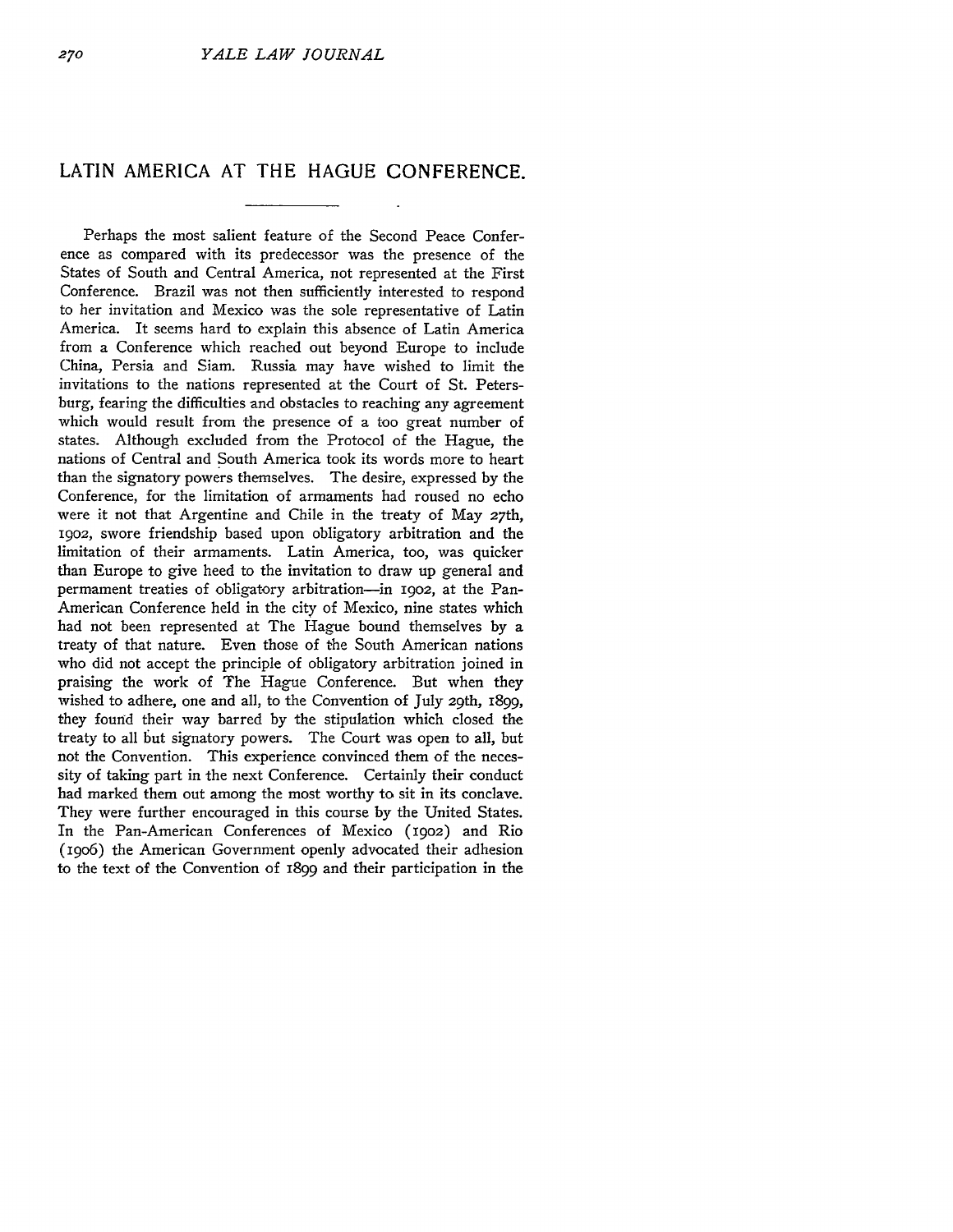# LATIN AMERICA AT THE HAGUE CONFERENCE.

Perhaps the most salient feature of the Second Peace Conference as compared with its predecessor was the presence of the States of South and Central America, not represented at the First Conference. Brazil was not then sufficiently interested to respond to her invitation and Mexico was the sole representative of Latin America. It seems hard to explain this absence of Latin America from a Conference which reached out beyond Europe to include China, Persia and Siam. Russia may have wished to limit the invitations to the nations represented at the Court of St. Petersburg, fearing the difficulties and obstacles to reaching any agreement which would result from the presence of a too great number of states. Although excluded from the Protocol of the Hague, the nations of Central and South America took its words more to heart than the signatory powers themselves. The desire, expressed by the Conference, for the limitation of armaments had roused no echo were it not that Argentine and Chile in the treaty of May 27th, 1902, swore friendship based upon obligatory arbitration and the limitation of their armaments. Latin America, too, was quicker than Europe to give heed to the invitation to draw up general and permament treaties of obligatory arbitration—in 1902, at the Pan-American Conference held in the city of Mexico, nine states which had not been represented at The Hague bound themselves by a treaty of that nature. Even those of the South American nations who did not accept the principle of obligatory arbitration joined in praising the work of The Hague Conference. But when they wished to adhere, one and all, to the Convention of July 29th, 1899, they found their way barred by the stipulation which closed the treaty to all but signatory powers. The Court was open to all, but not the Convention. This experience convinced them of the necessity of taking part in the next Conference. Certainly their conduct had marked them out among the most worthy to sit in its conclave. They were further encouraged in this course by the United States. In the Pan-American Conferences of Mexico (1902) and Rio (1906) the American Government openly advocated their adhesion to the text of the Convention of 1899 and their participation in the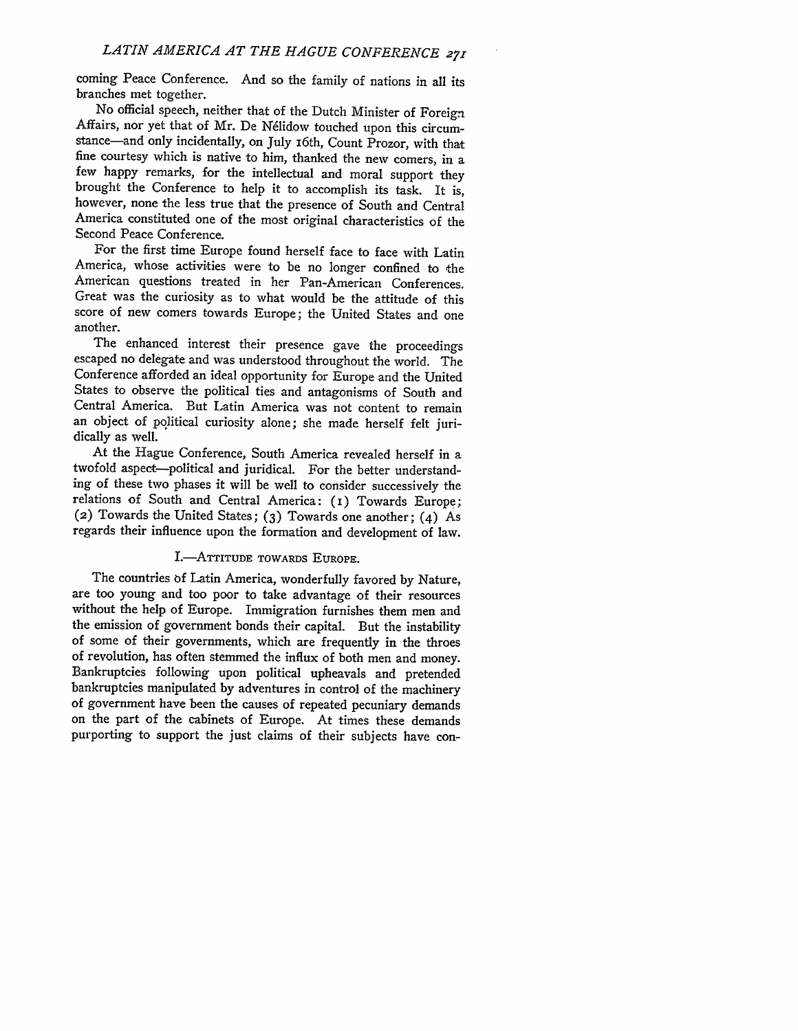coming Peace Conference. And so the family of nations in all its branches met together.

No official speech, neither that of the Dutch Minister of Foreign Affairs, nor yet that of Mr. De Nélidow touched upon this circumstance—and only incidentally, on July 16th, Count Prozor, with that fine courtesy which is native to him, thanked the new comers, in a few happy remarks, for the intellectual and moral support they brought the Conference to help it to accomplish its task. It is, however, none the less true that the presence of South and Central America constituted one of the most original characteristics of the Second Peace Conference.

For the first time Europe found herself face to face with Latin America, whose activities were to be no longer confined to the American questions treated in her Pan-American Conferences. Great was the curiosity as to what would be the attitude of this score of new comers towards Europe; the United States and one another.

The enhanced interest their presence gave the proceedings escaped no delegate and was understood throughout the world. The Conference afforded an ideal opportunity for Europe and the United States to observe the political ties and antagonisms of South and Central America. But Latin America was not content to remain an object of political curiosity alone; she made herself felt juridically as well.

At the Hague Conference, South America revealed herself in a twofold aspect—political and juridical. For the better understanding of these two phases it will be well to consider successively the relations of South and Central America: (1) Towards Europe; (2) Towards the United States; (3) Towards one another; (4) As regards their influence upon the formation and development of law.

## I.—Attitude towards Europe.

The countries of Latin America, wonderfully favored by Nature, are too young and too poor to take advantage of their resources without the help of Europe. Immigration furnishes them men and the emission of government bonds their capital. But the instability of some of their governments, which are frequently in the throes of revolution, has often stemmed the influx of both men and money. Bankruptcies following upon political upheavals and pretended bankruptcies manipulated by adventures in control of the machinery of government have been the causes of repeated pecuniary demands on the part of the cabinets of Europe. At times these demands purporting to support the just claims of their subjects have con-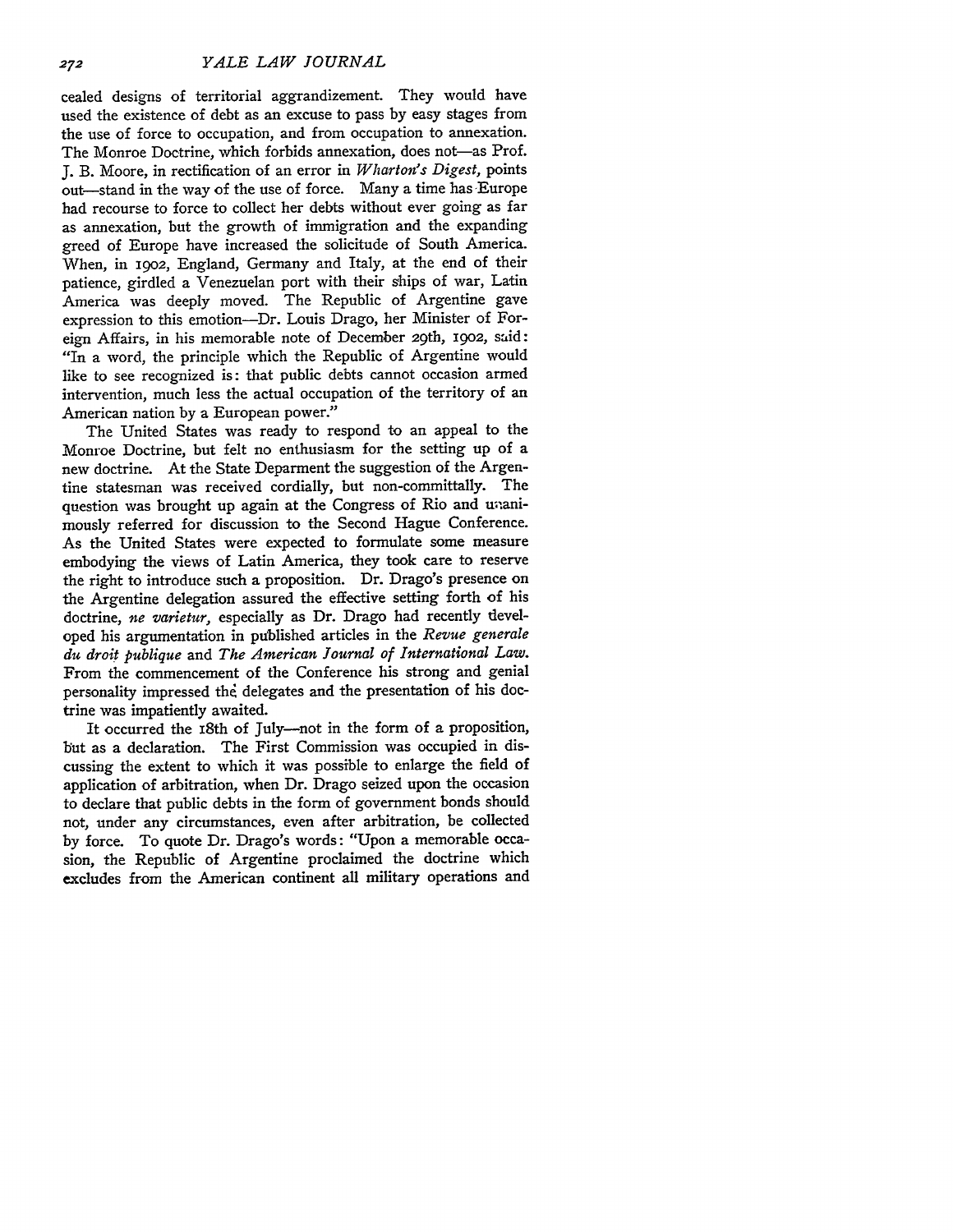cealed designs of territorial aggrandizement. They would have used the existence of debt as an excuse to pass by easy stages from the use of force to occupation, and from occupation to annexation. The Monroe Doctrine, which forbids annexation, does not—as Prof. J. B. Moore, in rectification of an error in *Wharton's Digest*, points out—stand in the way of the use of force. Many a time has Europe had recourse to force to collect her debts without ever going as far as annexation, but the growth of immigration and the expanding greed of Europe have increased the solicitude of South America. When, in 1902, England, Germany and Italy, at the end of their patience, girdled a Venezuelan port with their ships of war, Latin America was deeply moved. The Republic of Argentine gave expression to this emotion—Dr. Louis Drago, her Minister of Foreign Affairs, in his memorable note of December 29th, 1902, said: "In a word, the principle which the Republic of Argentine would like to see recognized is: that public debts cannot occasion armed intervention, much less the actual occupation of the territory of an American nation by a European power."

The United States was ready to respond to an appeal to the Monroe Doctrine, but felt no enthusiasm for the setting up of a new doctrine. At the State Deparment the suggestion of the Argentine statesman was received cordially, but non-committally. The question was brought up again at the Congress of Rio and unanimously referred for discussion to the Second Hague Conference. As the United States were expected to formulate some measure embodying the views of Latin America, they took care to reserve the right to introduce such a proposition. Dr. Drago's presence on the Argentine delegation assured the effective setting forth of his doctrine, *ne varietur*, especially as Dr. Drago had recently developed his argumentation in published articles in the *Revue generale du droit publique* and *The American Journal of International Law*. From the commencement of the Conference his strong and genial personality impressed the delegates and the presentation of his doctrine was impatiently awaited.

It occurred the 18th of July—not in the form of a proposition, but as a declaration. The First Commission was occupied in discussing the extent to which it was possible to enlarge the field of application of arbitration, when Dr. Drago seized upon the occasion to declare that public debts in the form of government bonds should not, under any circumstances, even after arbitration, be collected by force. To quote Dr. Drago's words: "Upon a memorable occasion, the Republic of Argentine proclaimed the doctrine which excludes from the American continent all military operations and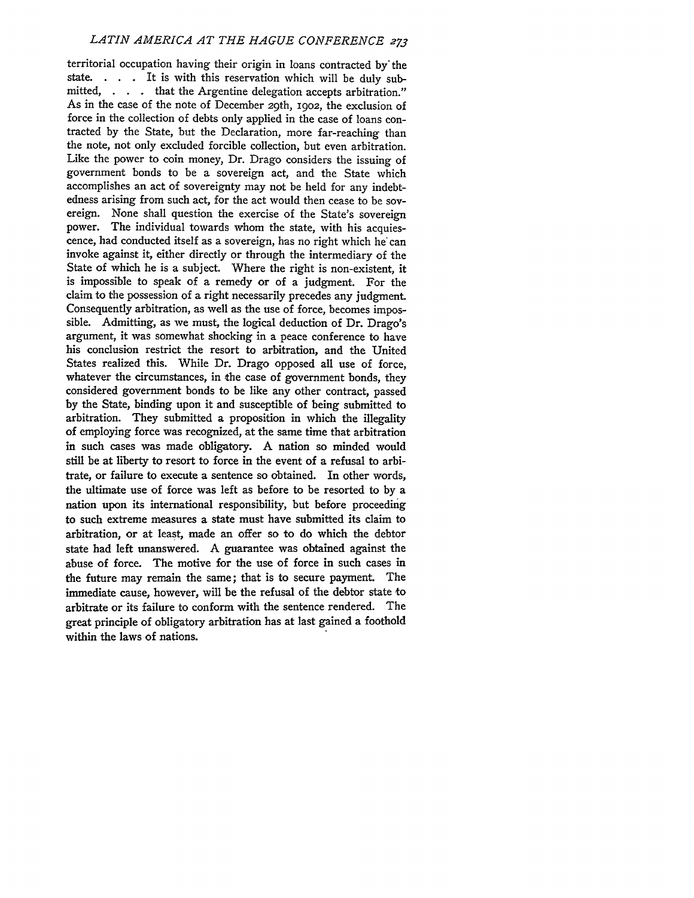territorial occupation having their origin in loans contracted by the state. . . . It is with this reservation which will be duly submitted, . . . that the Argentine delegation accepts arbitration." As in the case of the note of December 29th, 1902, the exclusion of force in the collection of debts only applied in the case of loans contracted by the State, but the Declaration, more far-reaching than the note, not only excluded forcible collection, but even arbitration. Like the power to coin money, Dr. Drago considers the issuing of government bonds to be a sovereign act, and the State which accomplishes an act of sovereignty may not be held for any indebtedness arising from such act, for the act would then cease to be sovereign. None shall question the exercise of the State's sovereign power. The individual towards whom the state, with his acquiescence, had conducted itself as a sovereign, has no right which he can invoke against it, either directly or through the intermediary of the State of which he is a subject. Where the right is non-existent, it is impossible to speak of a remedy or of a judgment. For the claim to the possession of a right necessarily precedes any judgment. Consequently arbitration, as well as the use of force, becomes impossible. Admitting, as we must, the logical deduction of Dr. Drago's argument, it was somewhat shocking in a peace conference to have his conclusion restrict the resort to arbitration, and the United States realized this. While Dr. Drago opposed all use of force, whatever the circumstances, in the case of government bonds, they considered government bonds to be like any other contract, passed by the State, binding upon it and susceptible of being submitted to arbitration. They submitted a proposition in which the illegality of employing force was recognized, at the same time that arbitration in such cases was made obligatory. A nation so minded would still be at liberty to resort to force in the event of a refusal to arbitrate, or failure to execute a sentence so obtained. In other words, the ultimate use of force was left as before to be resorted to by a nation upon its international responsibility, but before proceeding to such extreme measures a state must have submitted its claim to arbitration, or at least, made an offer so to do which the debtor state had left unanswered. A guarantee was obtained against the abuse of force. The motive for the use of force in such cases in the future may remain the same; that is to secure payment. The immediate cause, however, will be the refusal of the debtor state to arbitrate or its failure to conform with the sentence rendered. The great principle of obligatory arbitration has at last gained a foothold within the laws of nations.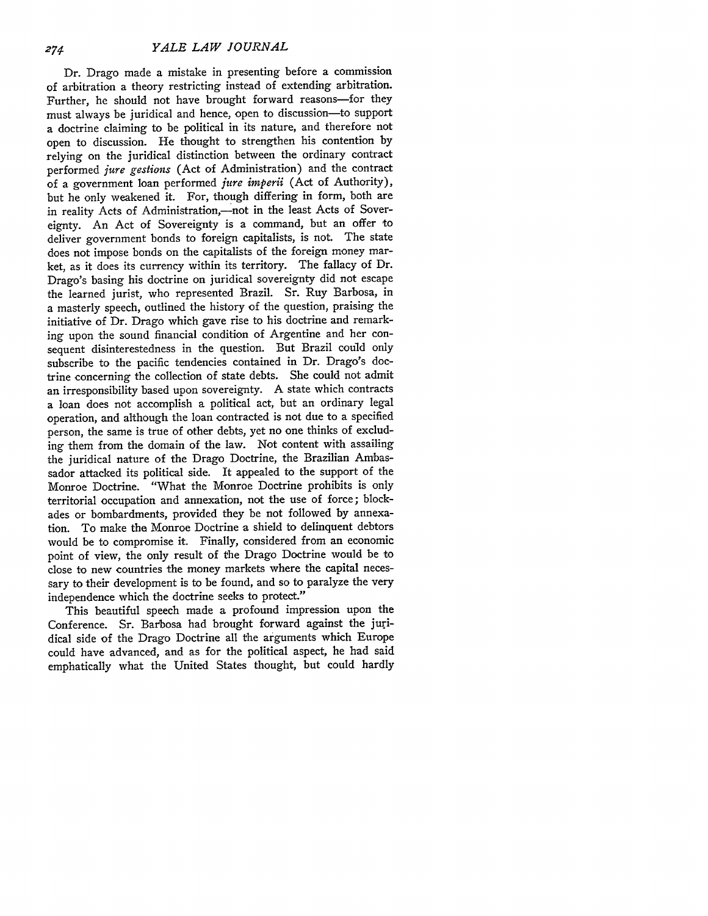Dr. Drago made a mistake in presenting before a commission of arbitration a theory restricting instead of extending arbitration. Further, he should not have brought forward reasons—for they must always be juridical and hence, open to discussion—to support a doctrine claiming to be political in its nature, and therefore not open to discussion. He thought to strengthen his contention by relying on the juridical distinction between the ordinary contract performed *jure gestions* (Act of Administration) and the contract of a government loan performed *jure imperii* (Act of Authority), but he only weakened it. For, though differing in form, both are in reality Acts of Administration,—not in the least Acts of Sovereignty. An Act of Sovereignty is a command, but an offer to deliver government bonds to foreign capitalists, is not. The state does not impose bonds on the capitalists of the foreign money market, as it does its currency within its territory. The fallacy of Dr. Drago's basing his doctrine on juridical sovereignty did not escape the learned jurist, who represented Brazil. Sr. Ruy Barbosa, in a masterly speech, outlined the history of the question, praising the initiative of Dr. Drago which gave rise to his doctrine and remarking upon the sound financial condition of Argentine and her consequent disinterestedness in the question. But Brazil could only subscribe to the pacific tendencies contained in Dr. Drago's doctrine concerning the collection of state debts. She could not admit an irresponsibility based upon sovereignty. A state which contracts a loan does not accomplish a political act, but an ordinary legal operation, and although the loan contracted is not due to a specified person, the same is true of other debts, yet no one thinks of excluding them from the domain of the law. Not content with assailing the juridical nature of the Drago Doctrine, the Brazilian Ambassador attacked its political side. It appealed to the support of the Monroe Doctrine. "What the Monroe Doctrine prohibits is only territorial occupation and annexation, not the use of force; blockades or bombardments, provided they be not followed by annexation. To make the Monroe Doctrine a shield to delinquent debtors would be to compromise it. Finally, considered from an economic point of view, the only result of the Drago Doctrine would be to close to new countries the money markets where the capital necessary to their development is to be found, and so to paralyze the very independence which the doctrine seeks to protect."

This beautiful speech made a profound impression upon the Conference. Sr. Barbosa had brought forward against the juridical side of the Drago Doctrine all the arguments which Europe could have advanced, and as for the political aspect, he had said emphatically what the United States thought, but could hardly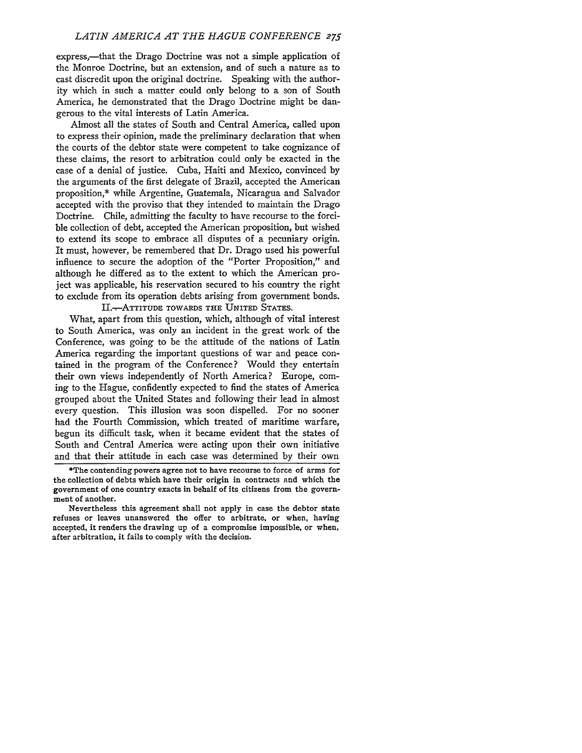express,—that the Drago Doctrine was not a simple application of the Monroe Doctrine, but an extension, and of such a nature as to cast discredit upon the original doctrine. Speaking with the authority which in such a matter could only belong to a son of South America, he demonstrated that the Drago Doctrine might be dangerous to the vital interests of Latin America.

Almost all the states of South and Central America, called upon to express their opinion, made the preliminary declaration that when the courts of the debtor state were competent to take cognizance of these claims, the resort to arbitration could only be exacted in the case of a denial of justice. Cuba, Haiti and Mexico, convinced by the arguments of the first delegate of Brazil, accepted the American proposition,* while Argentine, Guatemala, Nicaragua and Salvador accepted with the proviso that they intended to maintain the Drago Doctrine. Chile, admitting the faculty to have recourse to the forcible collection of debt, accepted the American proposition, but wished to extend its scope to embrace all disputes of a pecuniary origin. It must, however, be remembered that Dr. Drago used his powerful influence to secure the adoption of the "Porter Proposition," and although he differed as to the extent to which the American project was applicable, his reservation secured to his country the right to exclude from its operation debts arising from government bonds.

## II.—Attitude towards the United States.

What, apart from this question, which, although of vital interest to South America, was only an incident in the great work of the Conference, was going to be the attitude of the nations of Latin America regarding the important questions of war and peace contained in the program of the Conference? Would they entertain their own views independently of North America? Europe, coming to the Hague, confidently expected to find the states of America grouped about the United States and following their lead in almost every question. This illusion was soon dispelled. For no sooner had the Fourth Commission, which treated of maritime warfare, begun its difficult task, when it became evident that the states of South and Central America were acting upon their own initiative and that their attitude in each case was determined by their own

---

*The contending powers agree not to have recourse to force of arms for the collection of debts which have their origin in contracts and which the government of one country exacts in behalf of its citizens from the government of another.

Nevertheless this agreement shall not apply in case the debtor state refuses or leaves unanswered the offer to arbitrate, or when, having accepted, it renders the drawing up of a compromise impossible, or when, after arbitration, it fails to comply with the decision.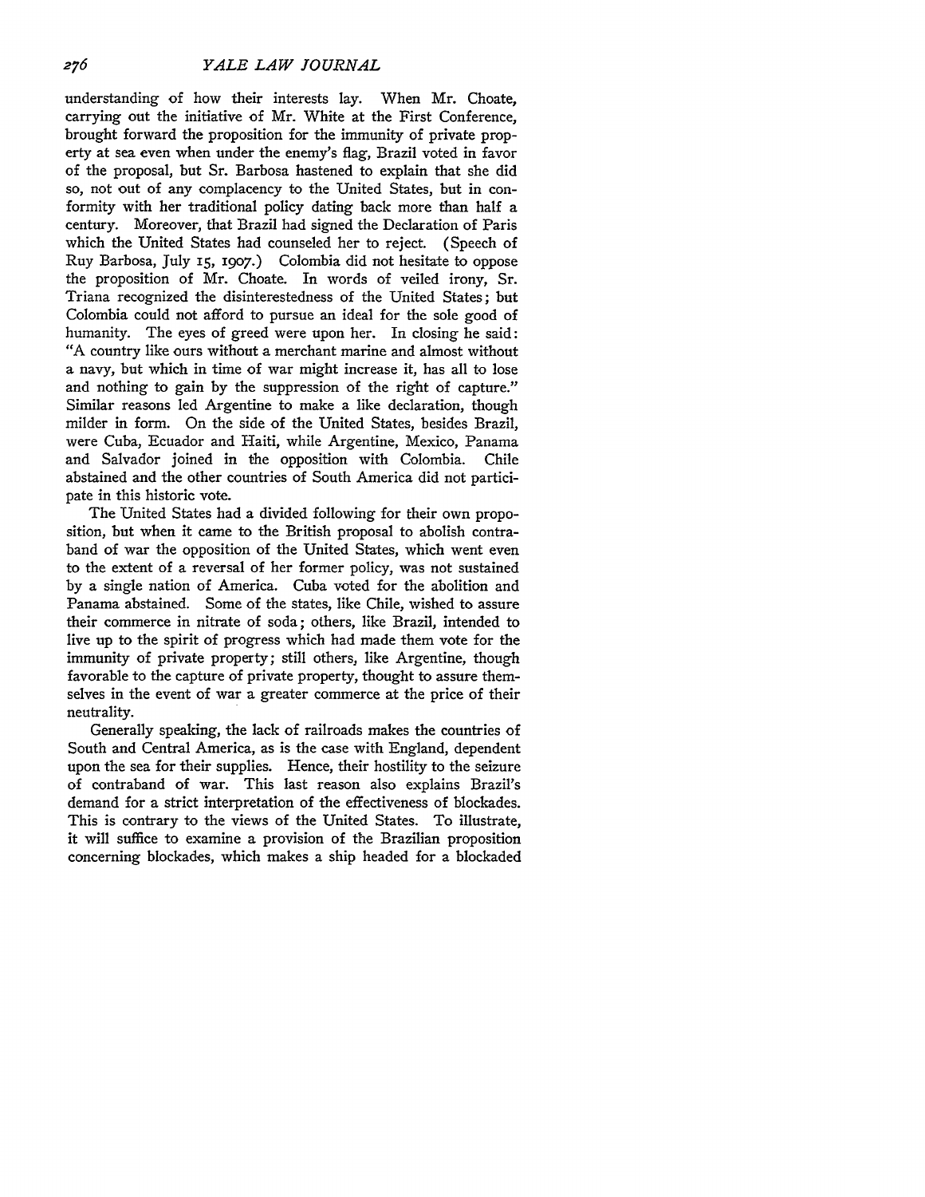understanding of how their interests lay. When Mr. Choate, carrying out the initiative of Mr. White at the First Conference, brought forward the proposition for the immunity of private property at sea even when under the enemy's flag, Brazil voted in favor of the proposal, but Sr. Barbosa hastened to explain that she did so, not out of any complacency to the United States, but in conformity with her traditional policy dating back more than half a century. Moreover, that Brazil had signed the Declaration of Paris which the United States had counseled her to reject. (Speech of Ruy Barbosa, July 15, 1907.) Colombia did not hesitate to oppose the proposition of Mr. Choate. In words of veiled irony, Sr. Triana recognized the disinterestedness of the United States; but Colombia could not afford to pursue an ideal for the sole good of humanity. The eyes of greed were upon her. In closing he said: "A country like ours without a merchant marine and almost without a navy, but which in time of war might increase it, has all to lose and nothing to gain by the suppression of the right of capture." Similar reasons led Argentine to make a like declaration, though milder in form. On the side of the United States, besides Brazil, were Cuba, Ecuador and Haiti, while Argentine, Mexico, Panama and Salvador joined in the opposition with Colombia. Chile abstained and the other countries of South America did not participate in this historic vote.

The United States had a divided following for their own proposition, but when it came to the British proposal to abolish contraband of war the opposition of the United States, which went even to the extent of a reversal of her former policy, was not sustained by a single nation of America. Cuba voted for the abolition and Panama abstained. Some of the states, like Chile, wished to assure their commerce in nitrate of soda; others, like Brazil, intended to live up to the spirit of progress which had made them vote for the immunity of private property; still others, like Argentine, though favorable to the capture of private property, thought to assure themselves in the event of war a greater commerce at the price of their neutrality.

Generally speaking, the lack of railroads makes the countries of South and Central America, as is the case with England, dependent upon the sea for their supplies. Hence, their hostility to the seizure of contraband of war. This last reason also explains Brazil's demand for a strict interpretation of the effectiveness of blockades. This is contrary to the views of the United States. To illustrate, it will suffice to examine a provision of the Brazilian proposition concerning blockades, which makes a ship headed for a blockaded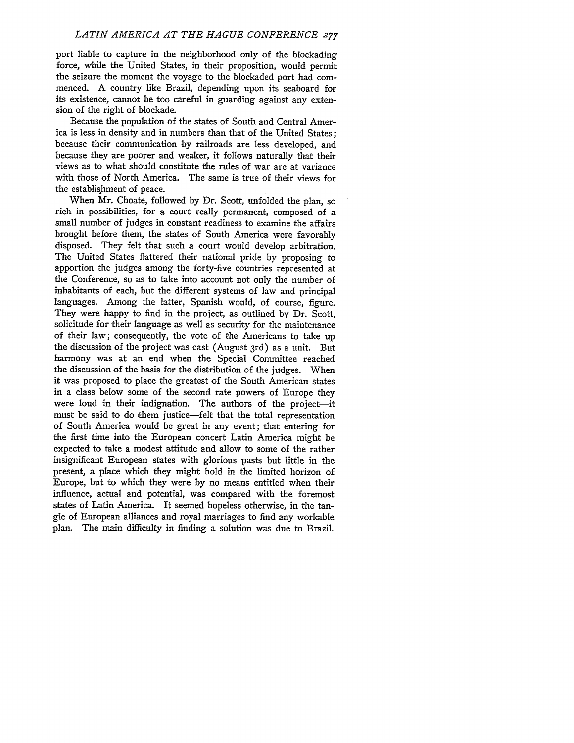port liable to capture in the neighborhood only of the blockading force, while the United States, in their proposition, would permit the seizure the moment the voyage to the blockaded port had commenced. A country like Brazil, depending upon its seaboard for its existence, cannot be too careful in guarding against any extension of the right of blockade.

Because the population of the states of South and Central America is less in density and in numbers than that of the United States; because their communication by railroads are less developed, and because they are poorer and weaker, it follows naturally that their views as to what should constitute the rules of war are at variance with those of North America. The same is true of their views for the establishment of peace.

When Mr. Choate, followed by Dr. Scott, unfolded the plan, so rich in possibilities, for a court really permanent, composed of a small number of judges in constant readiness to examine the affairs brought before them, the states of South America were favorably disposed. They felt that such a court would develop arbitration. The United States flattered their national pride by proposing to apportion the judges among the forty-five countries represented at the Conference, so as to take into account not only the number of inhabitants of each, but the different systems of law and principal languages. Among the latter, Spanish would, of course, figure. They were happy to find in the project, as outlined by Dr. Scott, solicitude for their language as well as security for the maintenance of their law; consequently, the vote of the Americans to take up the discussion of the project was cast (August 3rd) as a unit. But harmony was at an end when the Special Committee reached the discussion of the basis for the distribution of the judges. When it was proposed to place the greatest of the South American states in a class below some of the second rate powers of Europe they were loud in their indignation. The authors of the project—it must be said to do them justice—felt that the total representation of South America would be great in any event; that entering for the first time into the European concert Latin America might be expected to take a modest attitude and allow to some of the rather insignificant European states with glorious pasts but little in the present, a place which they might hold in the limited horizon of Europe, but to which they were by no means entitled when their influence, actual and potential, was compared with the foremost states of Latin America. It seemed hopeless otherwise, in the tangle of European alliances and royal marriages to find any workable plan. The main difficulty in finding a solution was due to Brazil.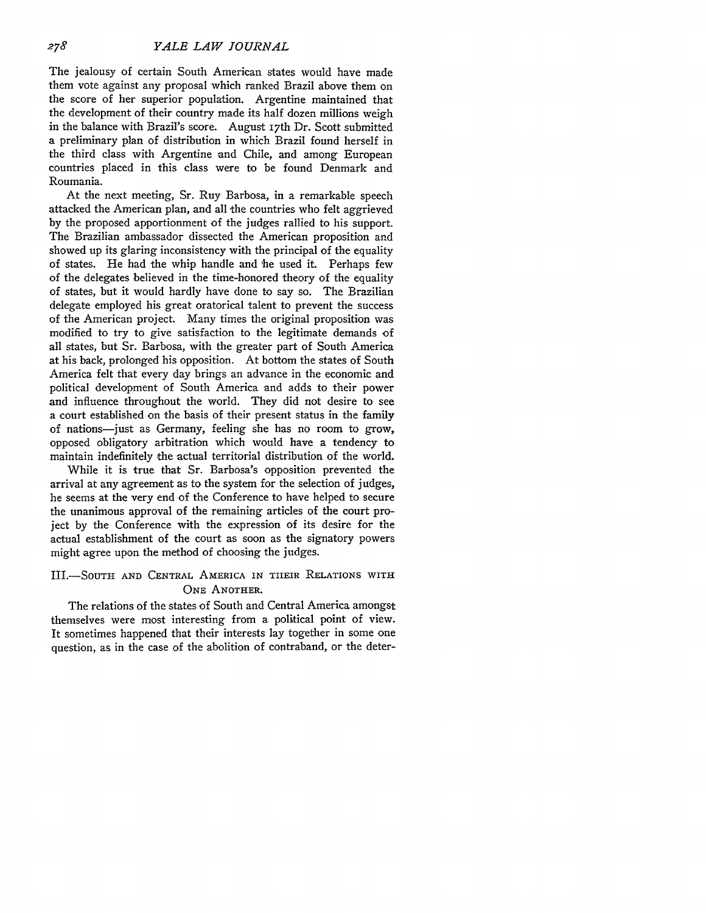The jealousy of certain South American states would have made them vote against any proposal which ranked Brazil above them on the score of her superior population. Argentine maintained that the development of their country made its half dozen millions weigh in the balance with Brazil's score. August 17th Dr. Scott submitted a preliminary plan of distribution in which Brazil found herself in the third class with Argentine and Chile, and among European countries placed in this class were to be found Denmark and Roumania.

At the next meeting, Sr. Ruy Barbosa, in a remarkable speech attacked the American plan, and all the countries who felt aggrieved by the proposed apportionment of the judges rallied to his support. The Brazilian ambassador dissected the American proposition and showed up its glaring inconsistency with the principal of the equality of states. He had the whip handle and he used it. Perhaps few of the delegates believed in the time-honored theory of the equality of states, but it would hardly have done to say so. The Brazilian delegate employed his great oratorical talent to prevent the success of the American project. Many times the original proposition was modified to try to give satisfaction to the legitimate demands of all states, but Sr. Barbosa, with the greater part of South America at his back, prolonged his opposition. At bottom the states of South America felt that every day brings an advance in the economic and political development of South America and adds to their power and influence throughout the world. They did not desire to see a court established on the basis of their present status in the family of nations—just as Germany, feeling she has no room to grow, opposed obligatory arbitration which would have a tendency to maintain indefinitely the actual territorial distribution of the world.

While it is true that Sr. Barbosa's opposition prevented the arrival at any agreement as to the system for the selection of judges, he seems at the very end of the Conference to have helped to secure the unanimous approval of the remaining articles of the court project by the Conference with the expression of its desire for the actual establishment of the court as soon as the signatory powers might agree upon the method of choosing the judges.

## III.—South and Central America in their Relations with One Another.

The relations of the states of South and Central America amongst themselves were most interesting from a political point of view. It sometimes happened that their interests lay together in some one question, as in the case of the abolition of contraband, or the deter-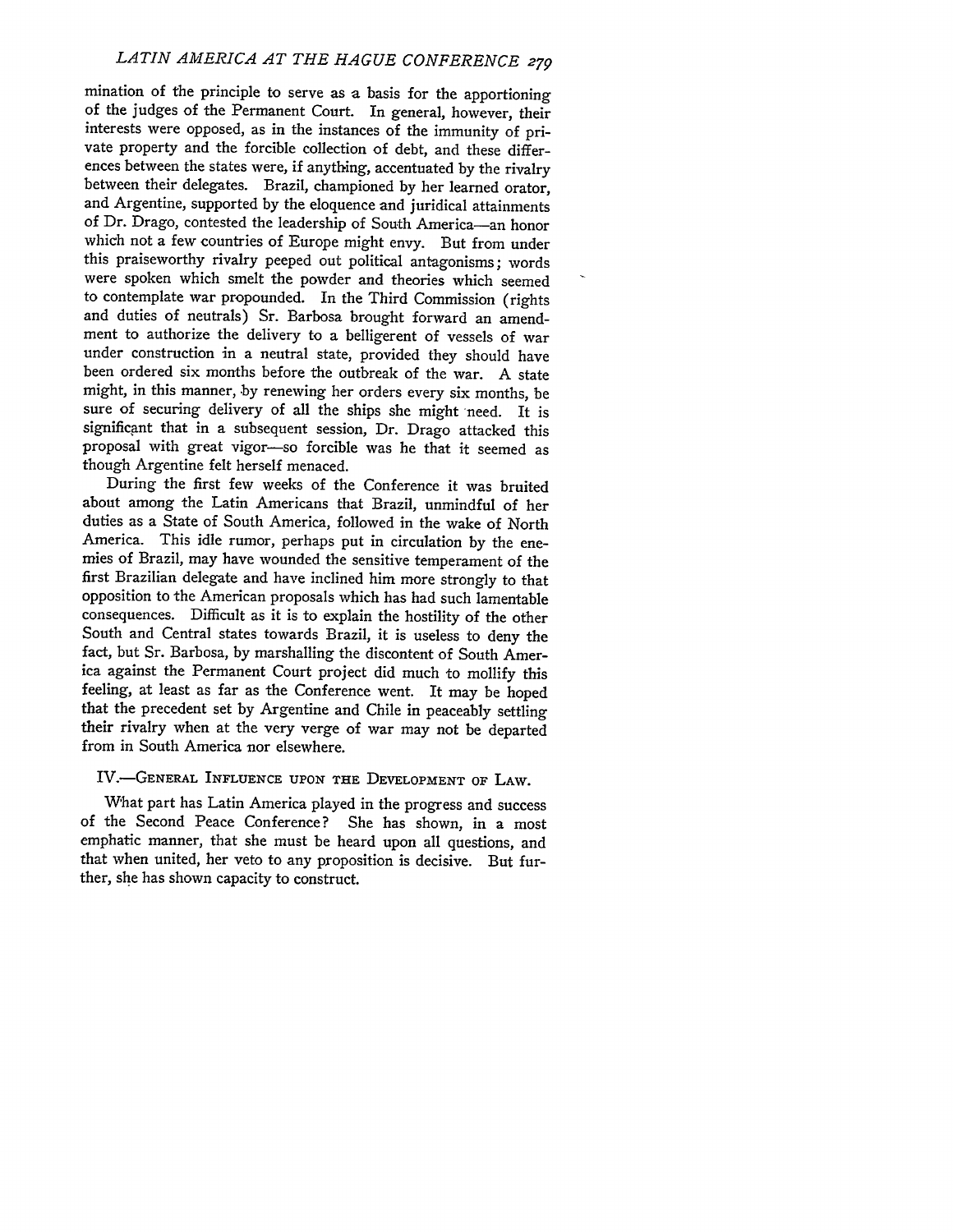mination of the principle to serve as a basis for the apportioning of the judges of the Permanent Court. In general, however, their interests were opposed, as in the instances of the immunity of private property and the forcible collection of debt, and these differences between the states were, if anything, accentuated by the rivalry between their delegates. Brazil, championed by her learned orator, and Argentine, supported by the eloquence and juridical attainments of Dr. Drago, contested the leadership of South America—an honor which not a few countries of Europe might envy. But from under this praiseworthy rivalry peeped out political antagonisms; words were spoken which smelt the powder and theories which seemed to contemplate war propounded. In the Third Commission (rights and duties of neutrals) Sr. Barbosa brought forward an amendment to authorize the delivery to a belligerent of vessels of war under construction in a neutral state, provided they should have been ordered six months before the outbreak of the war. A state might, in this manner, by renewing her orders every six months, be sure of securing delivery of all the ships she might need. It is significant that in a subsequent session, Dr. Drago attacked this proposal with great vigor—so forcible was he that it seemed as though Argentine felt herself menaced.

During the first few weeks of the Conference it was bruited about among the Latin Americans that Brazil, unmindful of her duties as a State of South America, followed in the wake of North America. This idle rumor, perhaps put in circulation by the enemies of Brazil, may have wounded the sensitive temperament of the first Brazilian delegate and have inclined him more strongly to that opposition to the American proposals which has had such lamentable consequences. Difficult as it is to explain the hostility of the other South and Central states towards Brazil, it is useless to deny the fact, but Sr. Barbosa, by marshalling the discontent of South America against the Permanent Court project did much to mollify this feeling, at least as far as the Conference went. It may be hoped that the precedent set by Argentine and Chile in peaceably settling their rivalry when at the very verge of war may not be departed from in South America nor elsewhere.

## IV.—General Influence upon the Development of Law.

What part has Latin America played in the progress and success of the Second Peace Conference? She has shown, in a most emphatic manner, that she must be heard upon all questions, and that when united, her veto to any proposition is decisive. But further, she has shown capacity to construct.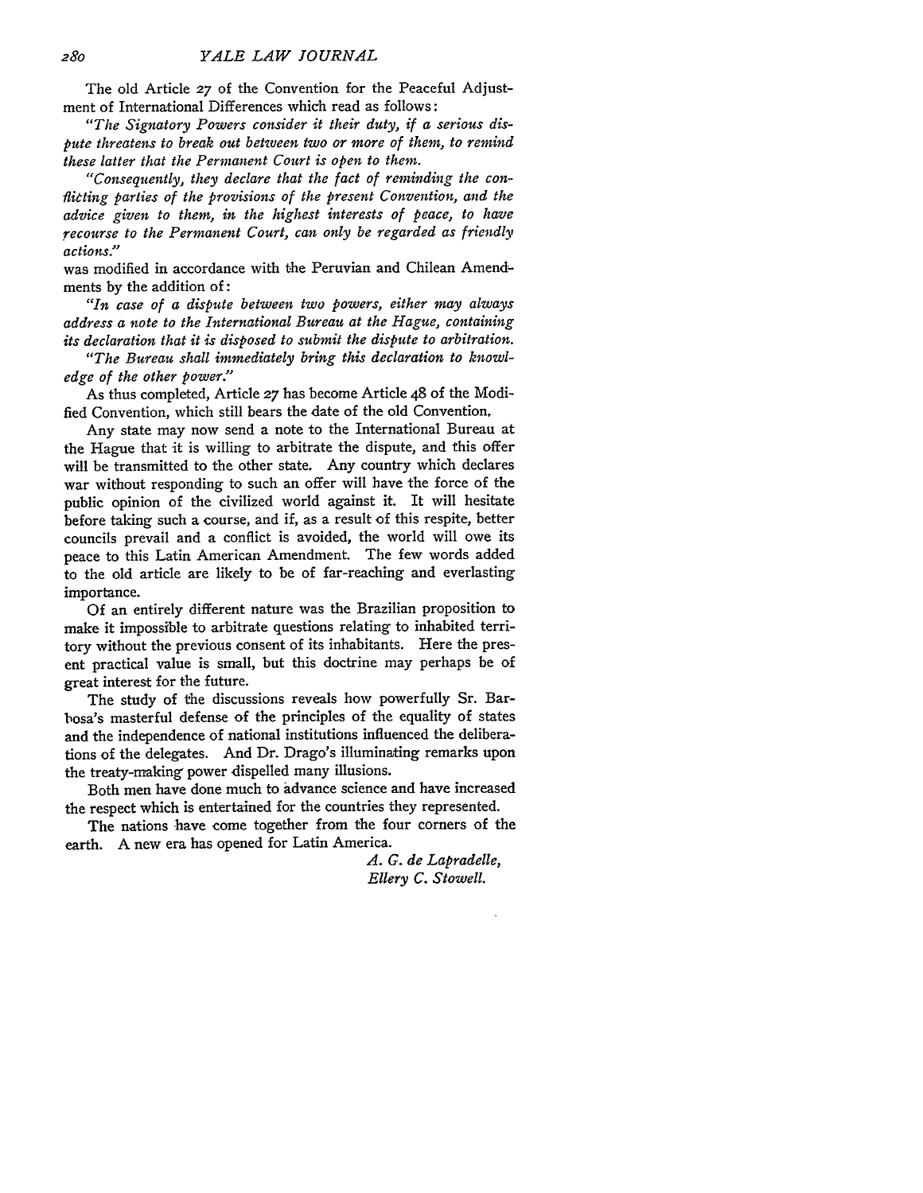The old Article 27 of the Convention for the Peaceful Adjustment of International Differences which read as follows:

*"The Signatory Powers consider it their duty, if a serious dispute threatens to break out between two or more of them, to remind these latter that the Permanent Court is open to them.*

*"Consequently, they declare that the fact of reminding the conflicting parties of the provisions of the present Convention, and the advice given to them, in the highest interests of peace, to have recourse to the Permanent Court, can only be regarded as friendly actions."*

was modified in accordance with the Peruvian and Chilean Amendments by the addition of:

*"In case of a dispute between two powers, either may always address a note to the International Bureau at the Hague, containing its declaration that it is disposed to submit the dispute to arbitration.*

*"The Bureau shall immediately bring this declaration to knowledge of the other power."*

As thus completed, Article 27 has become Article 48 of the Modified Convention, which still bears the date of the old Convention.

Any state may now send a note to the International Bureau at the Hague that it is willing to arbitrate the dispute, and this offer will be transmitted to the other state. Any country which declares war without responding to such an offer will have the force of the public opinion of the civilized world against it. It will hesitate before taking such a course, and if, as a result of this respite, better councils prevail and a conflict is avoided, the world will owe its peace to this Latin American Amendment. The few words added to the old article are likely to be of far-reaching and everlasting importance.

Of an entirely different nature was the Brazilian proposition to make it impossible to arbitrate questions relating to inhabited territory without the previous consent of its inhabitants. Here the present practical value is small, but this doctrine may perhaps be of great interest for the future.

The study of the discussions reveals how powerfully Sr. Barbosa's masterful defense of the principles of the equality of states and the independence of national institutions influenced the deliberations of the delegates. And Dr. Drago's illuminating remarks upon the treaty-making power dispelled many illusions.

Both men have done much to advance science and have increased the respect which is entertained for the countries they represented.

The nations have come together from the four corners of the earth. A new era has opened for Latin America.

*A. G. de Lapradelle,*
*Ellery C. Stowell.*